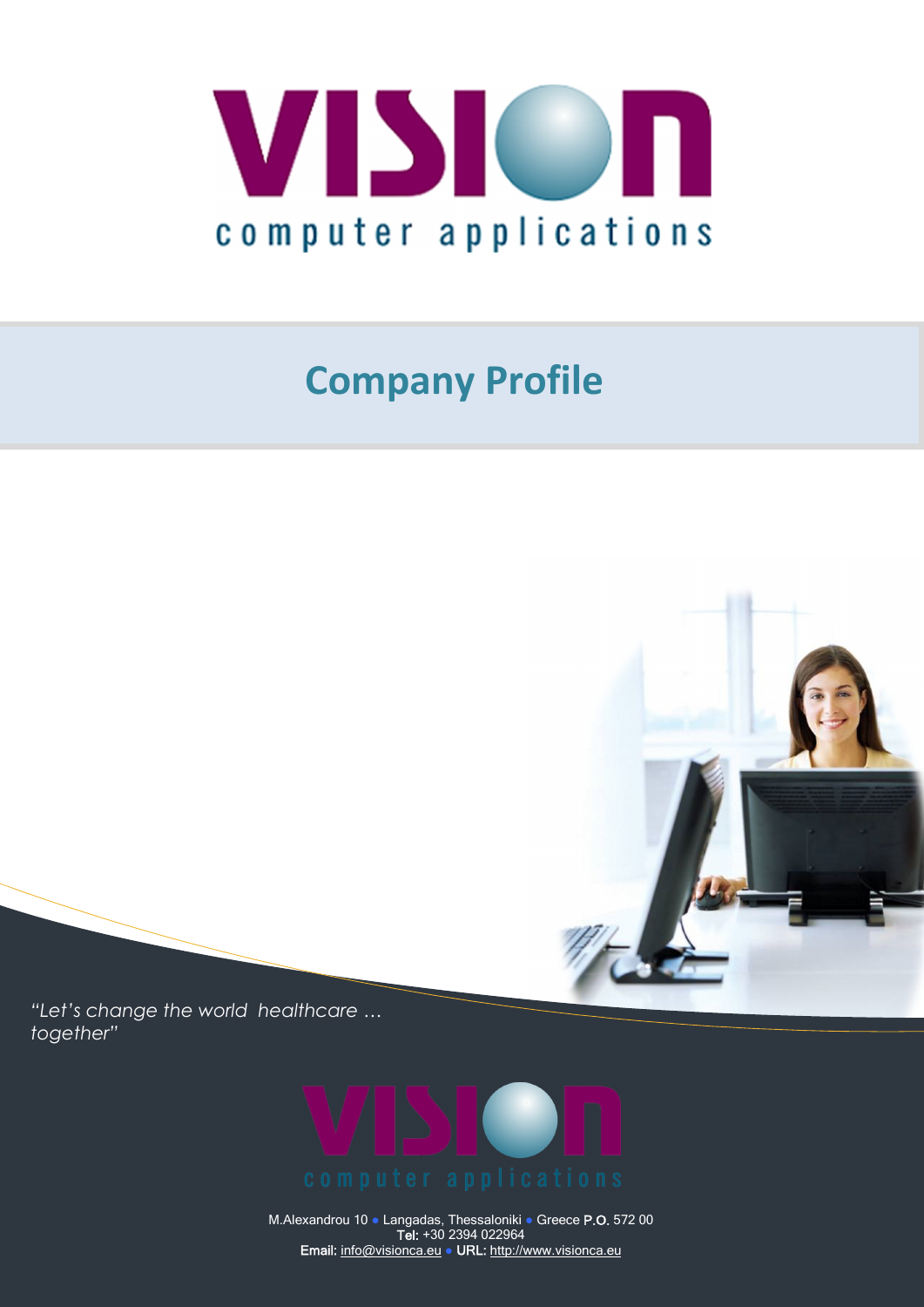VISION

computer applications

# Company Profile

*"Let's change the world healthcare … together"*

VISION

computer applications

M.Alexandrou 10 • Langadas, Thessaloniki • Greece P.O. 572 00
**Tel:** +30 2394 022964
**Email:** info@visionca.eu • **URL:** http://www.visionca.eu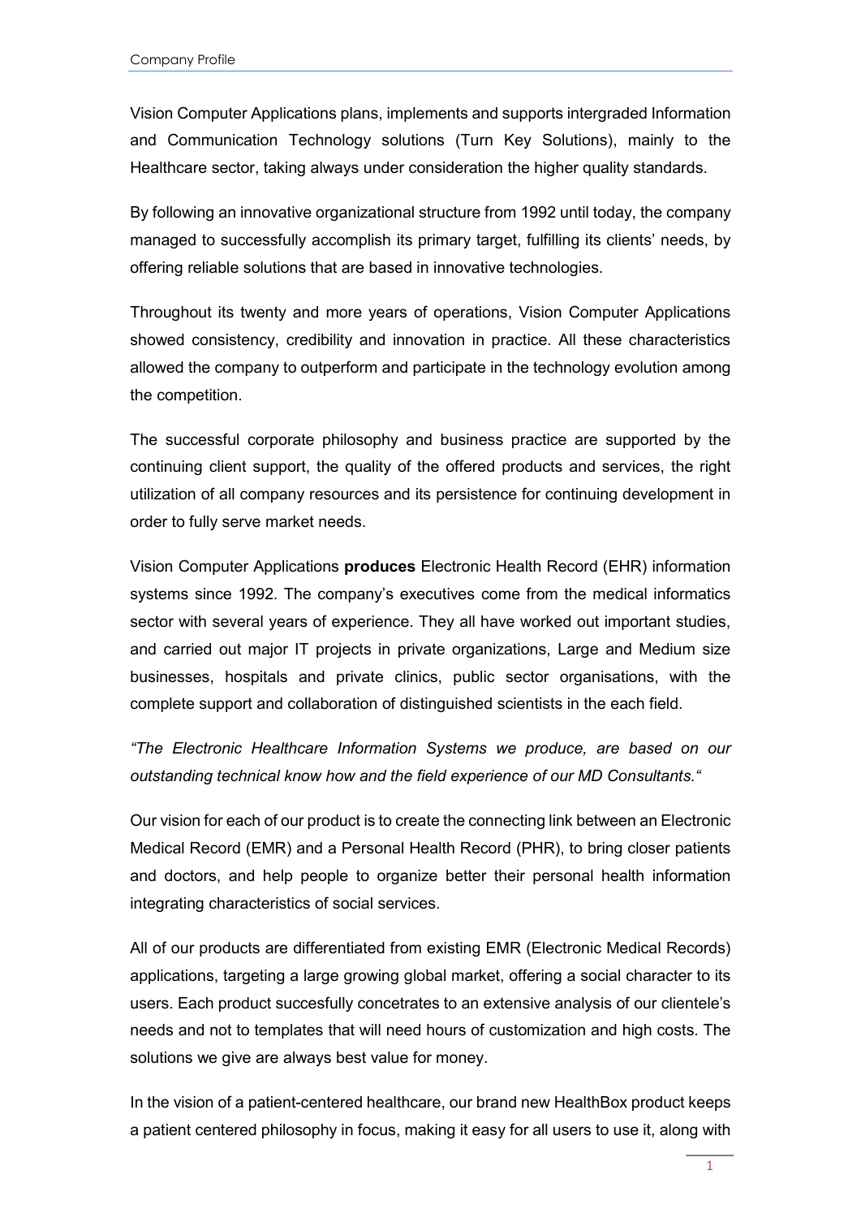Vision Computer Applications plans, implements and supports intergraded Information and Communication Technology solutions (Turn Key Solutions), mainly to the Healthcare sector, taking always under consideration the higher quality standards.

By following an innovative organizational structure from 1992 until today, the company managed to successfully accomplish its primary target, fulfilling its clients' needs, by offering reliable solutions that are based in innovative technologies.

Throughout its twenty and more years of operations, Vision Computer Applications showed consistency, credibility and innovation in practice. All these characteristics allowed the company to outperform and participate in the technology evolution among the competition.

The successful corporate philosophy and business practice are supported by the continuing client support, the quality of the offered products and services, the right utilization of all company resources and its persistence for continuing development in order to fully serve market needs.

Vision Computer Applications **produces** Electronic Health Record (EHR) information systems since 1992. The company's executives come from the medical informatics sector with several years of experience. They all have worked out important studies, and carried out major IT projects in private organizations, Large and Medium size businesses, hospitals and private clinics, public sector organisations, with the complete support and collaboration of distinguished scientists in the each field.

*"The Electronic Healthcare Information Systems we produce, are based on our outstanding technical know how and the field experience of our MD Consultants."*

Our vision for each of our product is to create the connecting link between an Electronic Medical Record (EMR) and a Personal Health Record (PHR), to bring closer patients and doctors, and help people to organize better their personal health information integrating characteristics of social services.

All of our products are differentiated from existing EMR (Electronic Medical Records) applications, targeting a large growing global market, offering a social character to its users. Each product succesfully concetrates to an extensive analysis of our clientele's needs and not to templates that will need hours of customization and high costs. The solutions we give are always best value for money.

In the vision of a patient-centered healthcare, our brand new HealthBox product keeps a patient centered philosophy in focus, making it easy for all users to use it, along with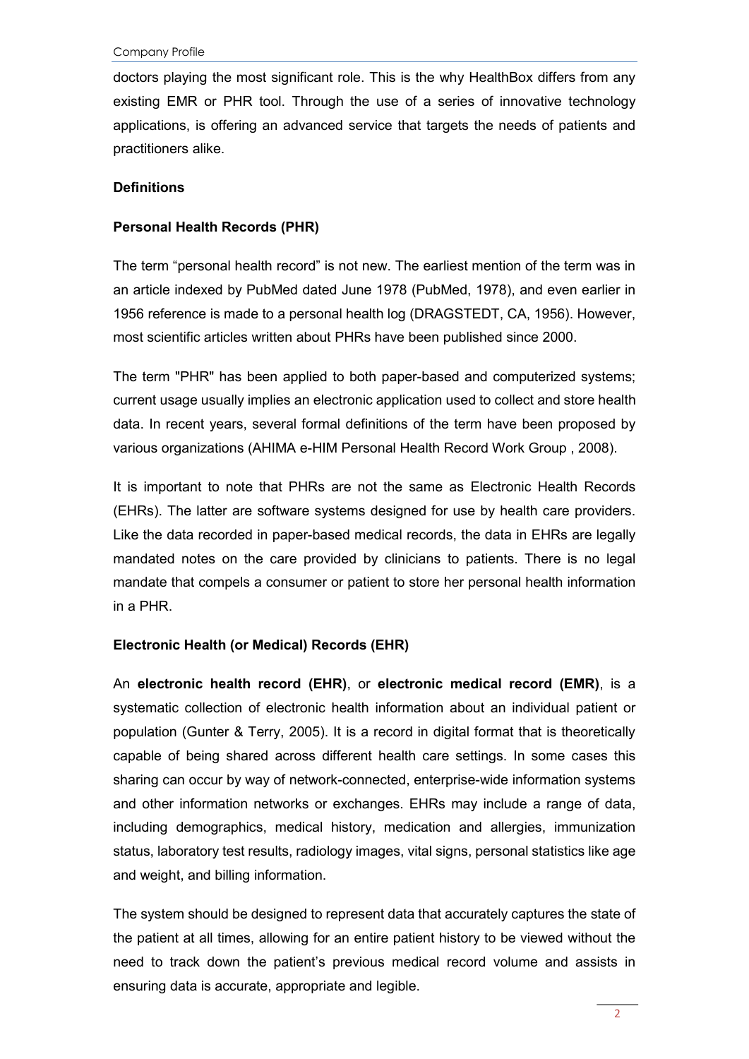doctors playing the most significant role. This is the why HealthBox differs from any existing EMR or PHR tool. Through the use of a series of innovative technology applications, is offering an advanced service that targets the needs of patients and practitioners alike.

**Definitions**

**Personal Health Records (PHR)**

The term “personal health record” is not new. The earliest mention of the term was in an article indexed by PubMed dated June 1978 (PubMed, 1978), and even earlier in 1956 reference is made to a personal health log (DRAGSTEDT, CA, 1956). However, most scientific articles written about PHRs have been published since 2000.

The term "PHR" has been applied to both paper-based and computerized systems; current usage usually implies an electronic application used to collect and store health data. In recent years, several formal definitions of the term have been proposed by various organizations (AHIMA e-HIM Personal Health Record Work Group , 2008).

It is important to note that PHRs are not the same as Electronic Health Records (EHRs). The latter are software systems designed for use by health care providers. Like the data recorded in paper-based medical records, the data in EHRs are legally mandated notes on the care provided by clinicians to patients. There is no legal mandate that compels a consumer or patient to store her personal health information in a PHR.

**Electronic Health (or Medical) Records (EHR)**

An **electronic health record (EHR)**, or **electronic medical record (EMR)**, is a systematic collection of electronic health information about an individual patient or population (Gunter & Terry, 2005). It is a record in digital format that is theoretically capable of being shared across different health care settings. In some cases this sharing can occur by way of network-connected, enterprise-wide information systems and other information networks or exchanges. EHRs may include a range of data, including demographics, medical history, medication and allergies, immunization status, laboratory test results, radiology images, vital signs, personal statistics like age and weight, and billing information.

The system should be designed to represent data that accurately captures the state of the patient at all times, allowing for an entire patient history to be viewed without the need to track down the patient’s previous medical record volume and assists in ensuring data is accurate, appropriate and legible.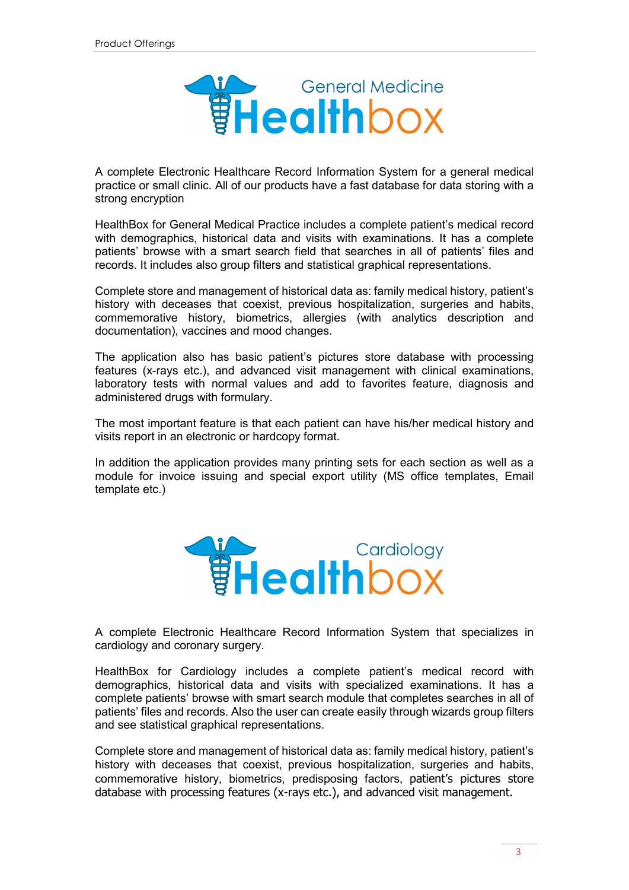## General Medicine Healthbox

A complete Electronic Healthcare Record Information System for a general medical practice or small clinic. All of our products have a fast database for data storing with a strong encryption

HealthBox for General Medical Practice includes a complete patient's medical record with demographics, historical data and visits with examinations. It has a complete patients' browse with a smart search field that searches in all of patients' files and records. It includes also group filters and statistical graphical representations.

Complete store and management of historical data as: family medical history, patient's history with deceases that coexist, previous hospitalization, surgeries and habits, commemorative history, biometrics, allergies (with analytics description and documentation), vaccines and mood changes.

The application also has basic patient's pictures store database with processing features (x-rays etc.), and advanced visit management with clinical examinations, laboratory tests with normal values and add to favorites feature, diagnosis and administered drugs with formulary.

The most important feature is that each patient can have his/her medical history and visits report in an electronic or hardcopy format.

In addition the application provides many printing sets for each section as well as a module for invoice issuing and special export utility (MS office templates, Email template etc.)

## Cardiology Healthbox

A complete Electronic Healthcare Record Information System that specializes in cardiology and coronary surgery.

HealthBox for Cardiology includes a complete patient's medical record with demographics, historical data and visits with specialized examinations. It has a complete patients' browse with smart search module that completes searches in all of patients' files and records. Also the user can create easily through wizards group filters and see statistical graphical representations.

Complete store and management of historical data as: family medical history, patient's history with deceases that coexist, previous hospitalization, surgeries and habits, commemorative history, biometrics, predisposing factors, patient's pictures store database with processing features (x-rays etc.), and advanced visit management.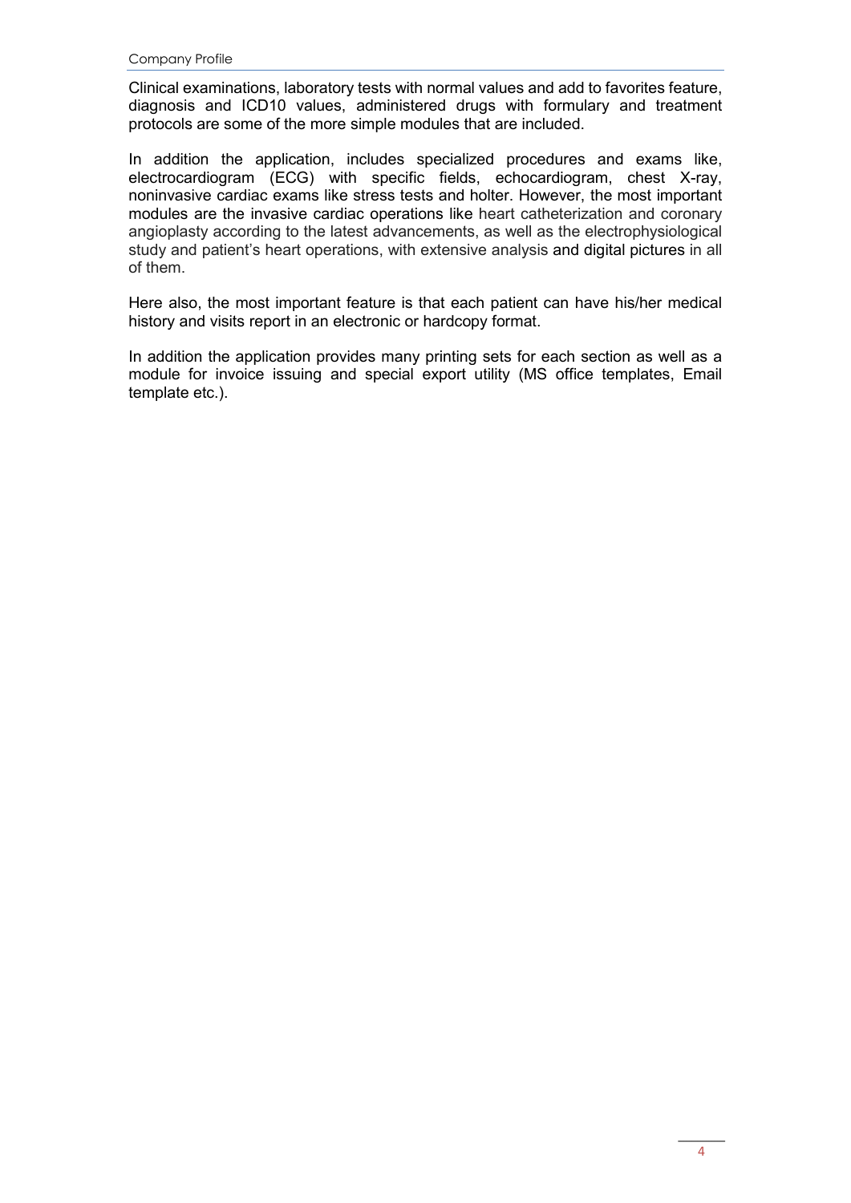Clinical examinations, laboratory tests with normal values and add to favorites feature, diagnosis and ICD10 values, administered drugs with formulary and treatment protocols are some of the more simple modules that are included.

In addition the application, includes specialized procedures and exams like, electrocardiogram (ECG) with specific fields, echocardiogram, chest X-ray, noninvasive cardiac exams like stress tests and holter. However, the most important modules are the invasive cardiac operations like heart catheterization and coronary angioplasty according to the latest advancements, as well as the electrophysiological study and patient's heart operations, with extensive analysis and digital pictures in all of them.

Here also, the most important feature is that each patient can have his/her medical history and visits report in an electronic or hardcopy format.

In addition the application provides many printing sets for each section as well as a module for invoice issuing and special export utility (MS office templates, Email template etc.).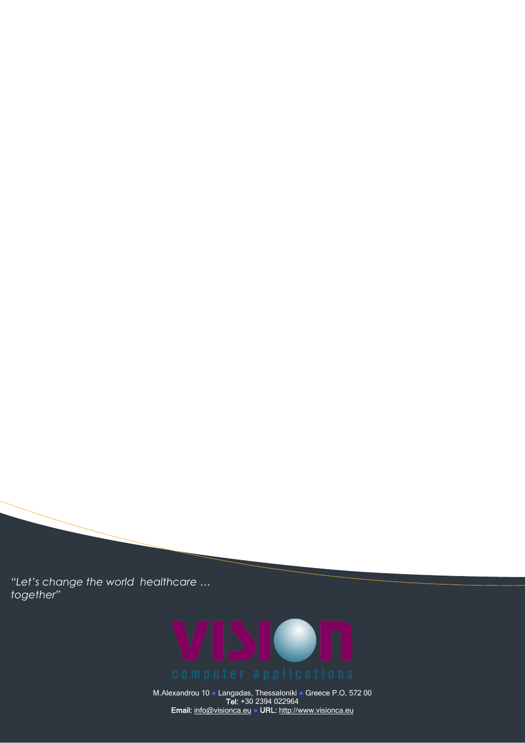*"Let's change the world healthcare … together"*

VISION

computer applications

M.Alexandrou 10 • Langadas, Thessaloniki • Greece P.O, 572 00
**Tel:** +30 2394 022964
**Email:** info@visionca.eu • **URL:** http://www.visionca.eu